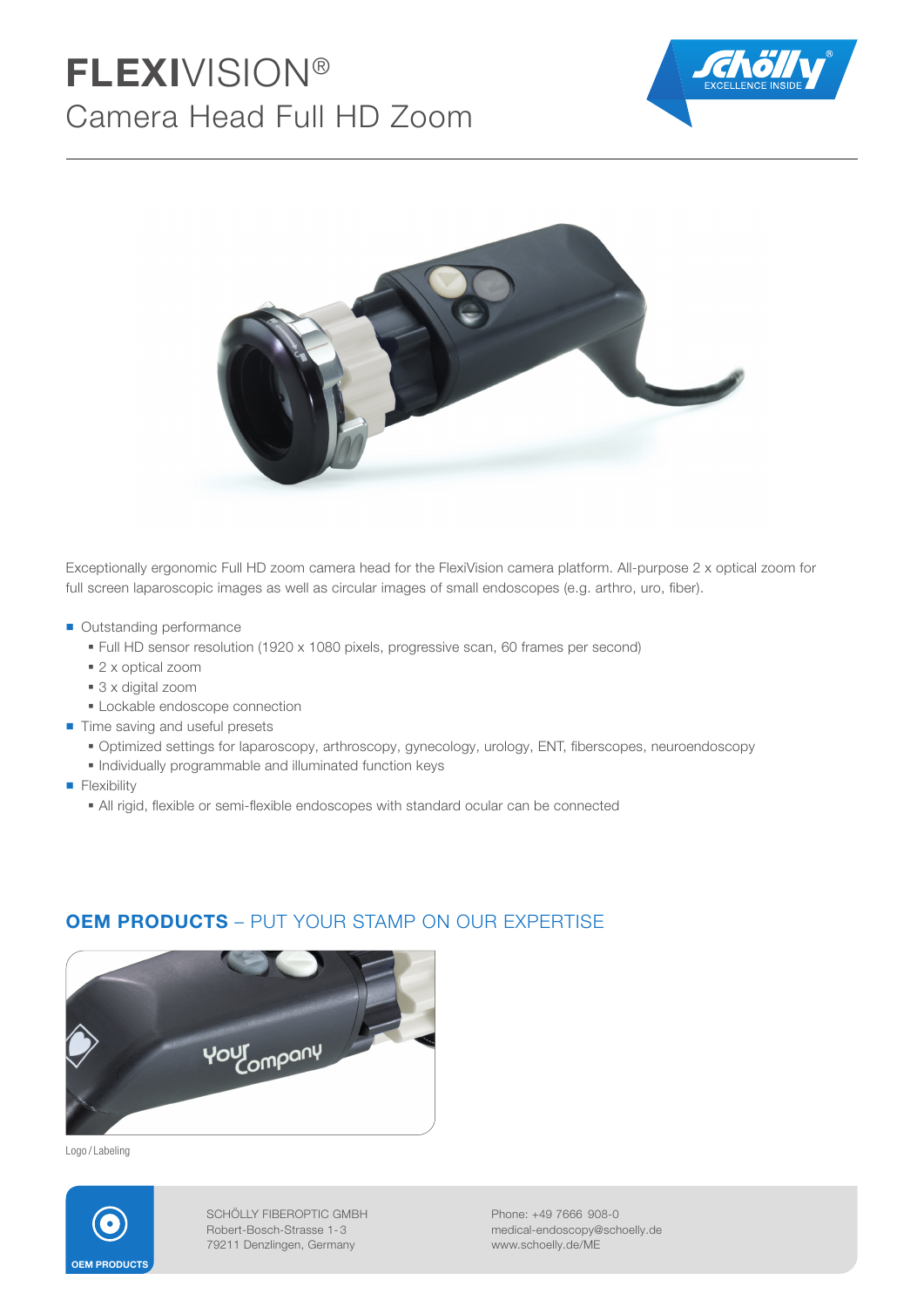# FLEXIVISION®

## Camera Head Full HD Zoom

Exceptionally ergonomic Full HD zoom camera head for the FlexiVision camera platform. All-purpose 2 x optical zoom for full screen laparoscopic images as well as circular images of small endoscopes (e.g. arthro, uro, fiber).

- Outstanding performance
  - Full HD sensor resolution (1920 x 1080 pixels, progressive scan, 60 frames per second)
  - 2 x optical zoom
  - 3 x digital zoom
  - Lockable endoscope connection
- Time saving and useful presets
  - Optimized settings for laparoscopy, arthroscopy, gynecology, urology, ENT, fiberscopes, neuroendoscopy
  - Individually programmable and illuminated function keys
- Flexibility
  - All rigid, flexible or semi-flexible endoscopes with standard ocular can be connected

## OEM PRODUCTS – PUT YOUR STAMP ON OUR EXPERTISE

Logo / Labeling

OEM PRODUCTS

SCHÖLLY FIBEROPTIC GMBH
Robert-Bosch-Strasse 1-3
79211 Denzlingen, Germany

Phone: +49 7666 908-0
medical-endoscopy@schoelly.de
www.schoelly.de/ME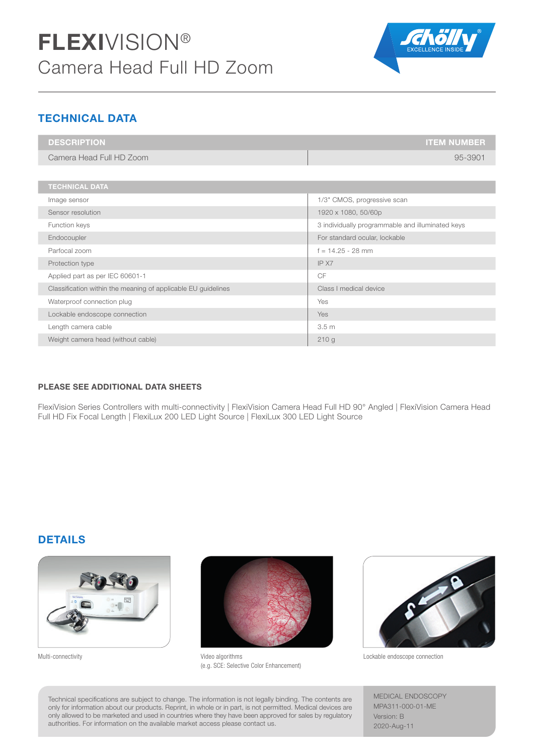# FLEXIVISION®
## Camera Head Full HD Zoom

### TECHNICAL DATA

| DESCRIPTION | ITEM NUMBER |
|---|---|
| Camera Head Full HD Zoom | 95-3901 |

| TECHNICAL DATA | |
|---|---|
| Image sensor | 1/3" CMOS, progressive scan |
| Sensor resolution | 1920 x 1080, 50/60p |
| Function keys | 3 individually programmable and illuminated keys |
| Endocoupler | For standard ocular, lockable |
| Parfocal zoom | f = 14.25 - 28 mm |
| Protection type | IP X7 |
| Applied part as per IEC 60601-1 | CF |
| Classification within the meaning of applicable EU guidelines | Class I medical device |
| Waterproof connection plug | Yes |
| Lockable endoscope connection | Yes |
| Length camera cable | 3.5 m |
| Weight camera head (without cable) | 210 g |

**PLEASE SEE ADDITIONAL DATA SHEETS**

FlexiVision Series Controllers with multi-connectivity | FlexiVision Camera Head Full HD 90° Angled | FlexiVision Camera Head Full HD Fix Focal Length | FlexiLux 200 LED Light Source | FlexiLux 300 LED Light Source

### DETAILS

Multi-connectivity

Video algorithms
(e.g. SCE: Selective Color Enhancement)

Lockable endoscope connection

Technical specifications are subject to change. The information is not legally binding. The contents are only for information about our products. Reprint, in whole or in part, is not permitted. Medical devices are only allowed to be marketed and used in countries where they have been approved for sales by regulatory authorities. For information on the available market access please contact us.

MEDICAL ENDOSCOPY
MPA311-000-01-ME
Version: B
2020-Aug-11